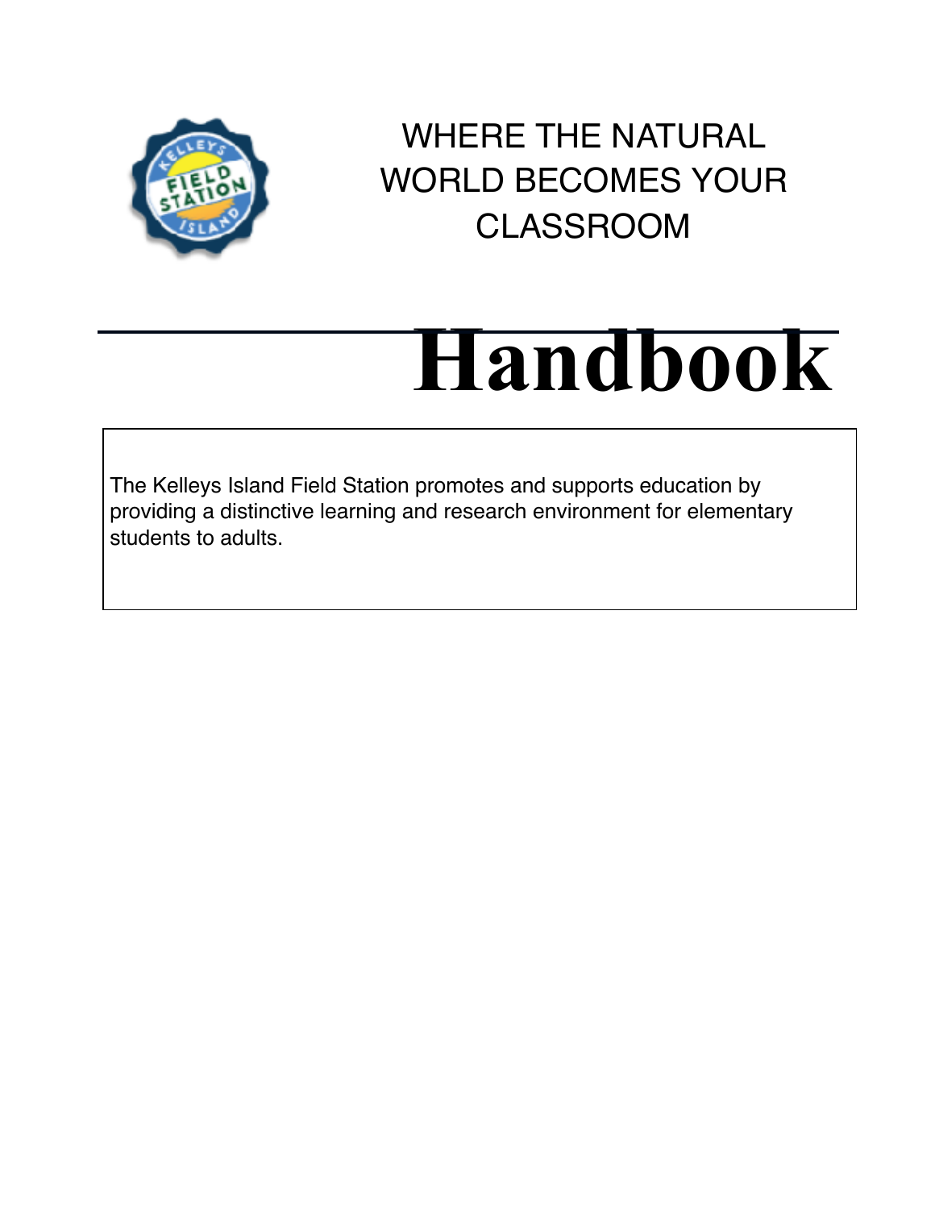WHERE THE NATURAL WORLD BECOMES YOUR CLASSROOM

# Handbook

The Kelleys Island Field Station promotes and supports education by providing a distinctive learning and research environment for elementary students to adults.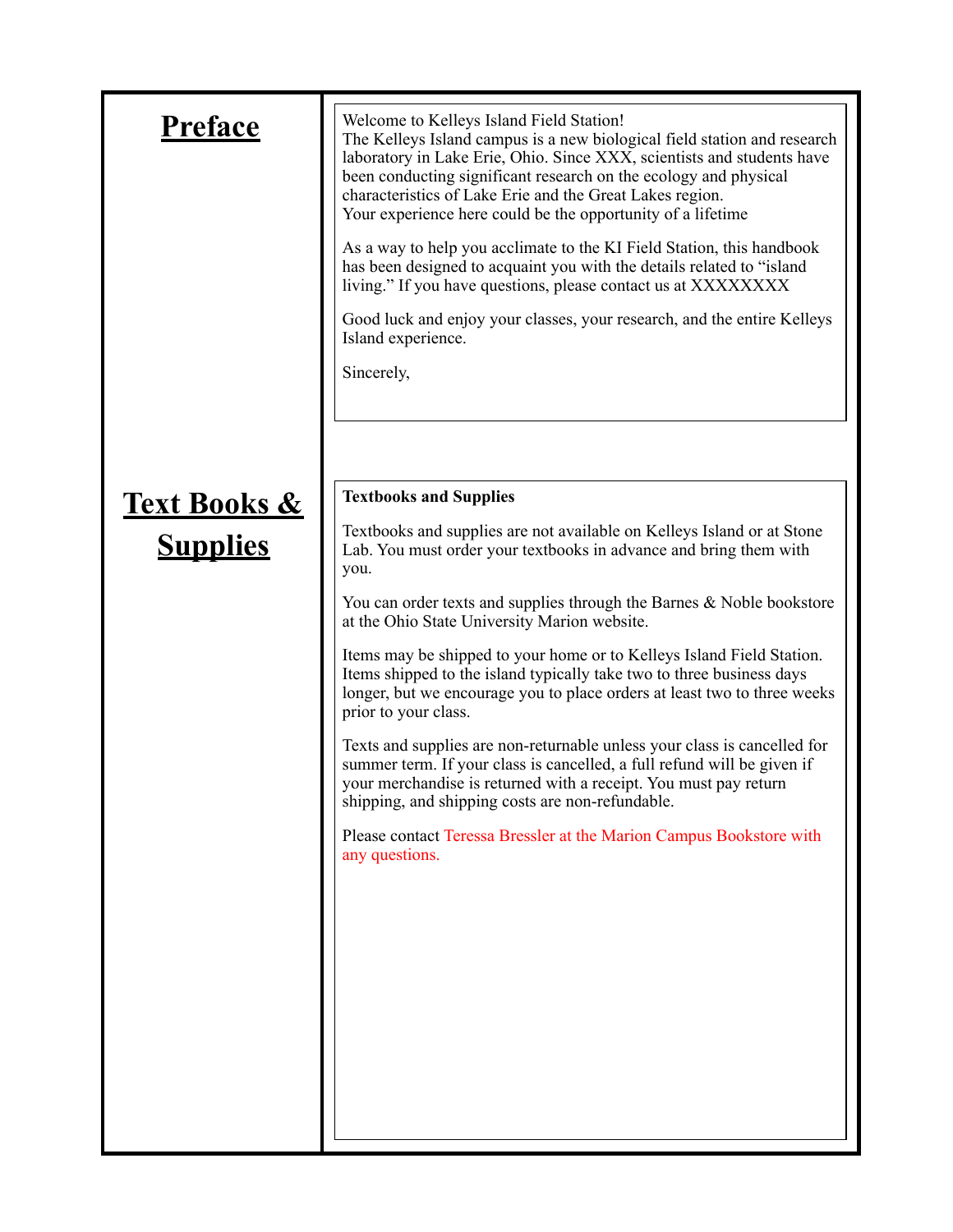## Preface

Welcome to Kelleys Island Field Station!
The Kelleys Island campus is a new biological field station and research laboratory in Lake Erie, Ohio. Since XXX, scientists and students have been conducting significant research on the ecology and physical characteristics of Lake Erie and the Great Lakes region.
Your experience here could be the opportunity of a lifetime

As a way to help you acclimate to the KI Field Station, this handbook has been designed to acquaint you with the details related to "island living." If you have questions, please contact us at XXXXXXXX

Good luck and enjoy your classes, your research, and the entire Kelleys Island experience.

Sincerely,

## Text Books & Supplies

**Textbooks and Supplies**

Textbooks and supplies are not available on Kelleys Island or at Stone Lab. You must order your textbooks in advance and bring them with you.

You can order texts and supplies through the Barnes & Noble bookstore at the Ohio State University Marion website.

Items may be shipped to your home or to Kelleys Island Field Station. Items shipped to the island typically take two to three business days longer, but we encourage you to place orders at least two to three weeks prior to your class.

Texts and supplies are non-returnable unless your class is cancelled for summer term. If your class is cancelled, a full refund will be given if your merchandise is returned with a receipt. You must pay return shipping, and shipping costs are non-refundable.

Please contact Teressa Bressler at the Marion Campus Bookstore with any questions.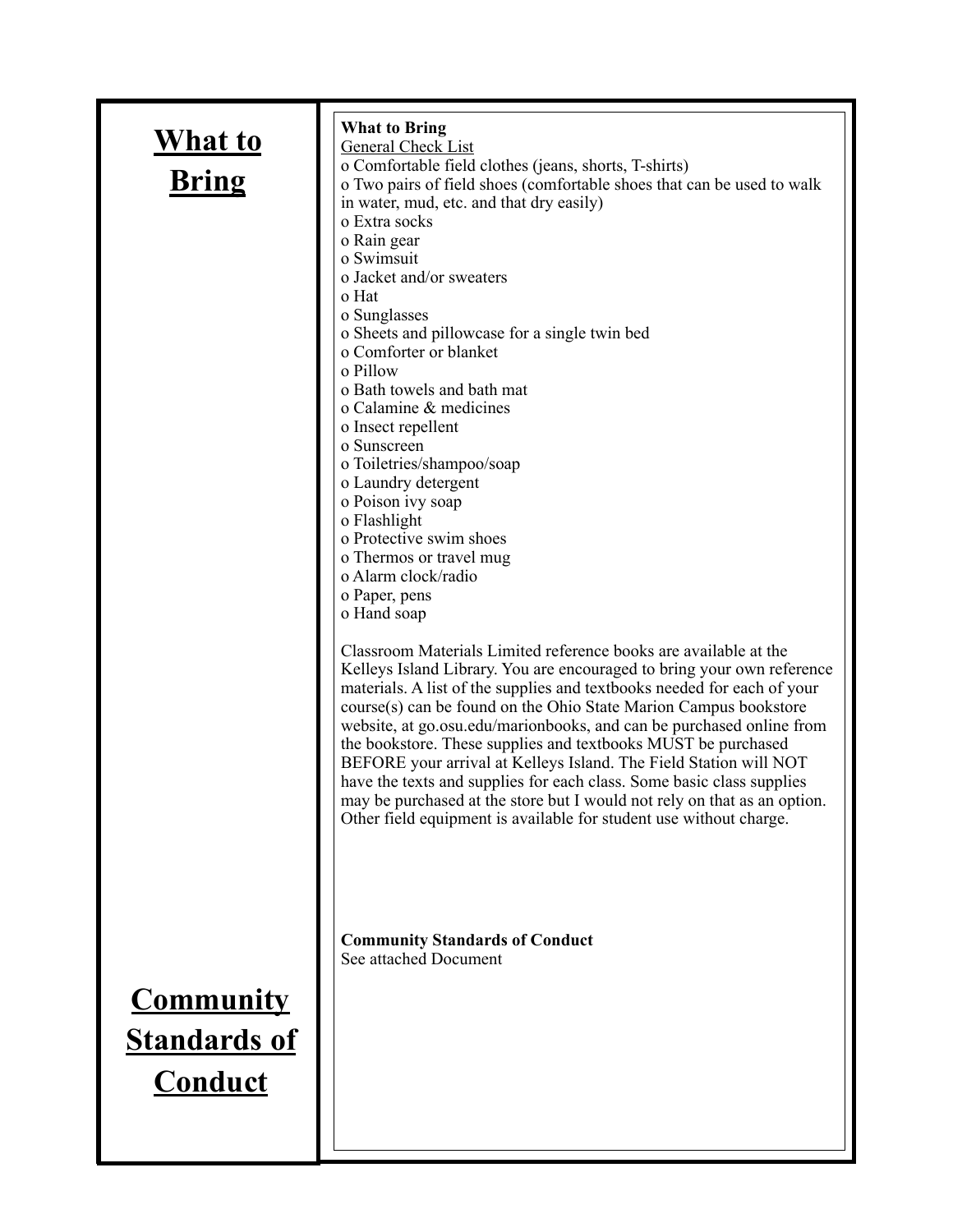## What to Bring

**What to Bring**

General Check List

- o Comfortable field clothes (jeans, shorts, T-shirts)
- o Two pairs of field shoes (comfortable shoes that can be used to walk in water, mud, etc. and that dry easily)
- o Extra socks
- o Rain gear
- o Swimsuit
- o Jacket and/or sweaters
- o Hat
- o Sunglasses
- o Sheets and pillowcase for a single twin bed
- o Comforter or blanket
- o Pillow
- o Bath towels and bath mat
- o Calamine & medicines
- o Insect repellent
- o Sunscreen
- o Toiletries/shampoo/soap
- o Laundry detergent
- o Poison ivy soap
- o Flashlight
- o Protective swim shoes
- o Thermos or travel mug
- o Alarm clock/radio
- o Paper, pens
- o Hand soap

Classroom Materials Limited reference books are available at the Kelleys Island Library. You are encouraged to bring your own reference materials. A list of the supplies and textbooks needed for each of your course(s) can be found on the Ohio State Marion Campus bookstore website, at go.osu.edu/marionbooks, and can be purchased online from the bookstore. These supplies and textbooks MUST be purchased BEFORE your arrival at Kelleys Island. The Field Station will NOT have the texts and supplies for each class. Some basic class supplies may be purchased at the store but I would not rely on that as an option. Other field equipment is available for student use without charge.

## Community Standards of Conduct

**Community Standards of Conduct**

See attached Document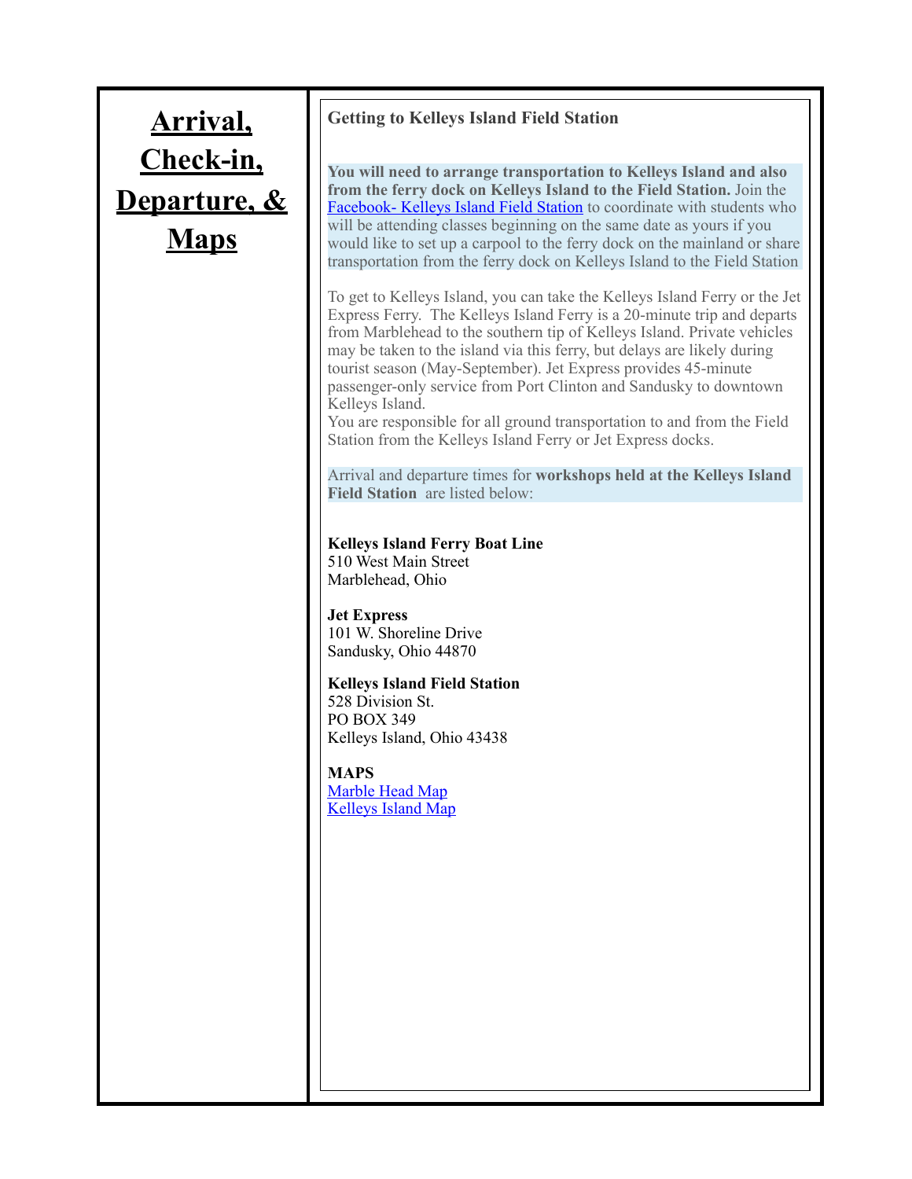# Arrival, Check-in, Departure, & Maps

**Getting to Kelleys Island Field Station**

**You will need to arrange transportation to Kelleys Island and also from the ferry dock on Kelleys Island to the Field Station.** Join the Facebook- Kelleys Island Field Station to coordinate with students who will be attending classes beginning on the same date as yours if you would like to set up a carpool to the ferry dock on the mainland or share transportation from the ferry dock on Kelleys Island to the Field Station

To get to Kelleys Island, you can take the Kelleys Island Ferry or the Jet Express Ferry. The Kelleys Island Ferry is a 20-minute trip and departs from Marblehead to the southern tip of Kelleys Island. Private vehicles may be taken to the island via this ferry, but delays are likely during tourist season (May-September). Jet Express provides 45-minute passenger-only service from Port Clinton and Sandusky to downtown Kelleys Island.
You are responsible for all ground transportation to and from the Field Station from the Kelleys Island Ferry or Jet Express docks.

Arrival and departure times for **workshops held at the Kelleys Island Field Station** are listed below:

**Kelleys Island Ferry Boat Line**
510 West Main Street
Marblehead, Ohio

**Jet Express**
101 W. Shoreline Drive
Sandusky, Ohio 44870

**Kelleys Island Field Station**
528 Division St.
PO BOX 349
Kelleys Island, Ohio 43438

**MAPS**
Marble Head Map
Kelleys Island Map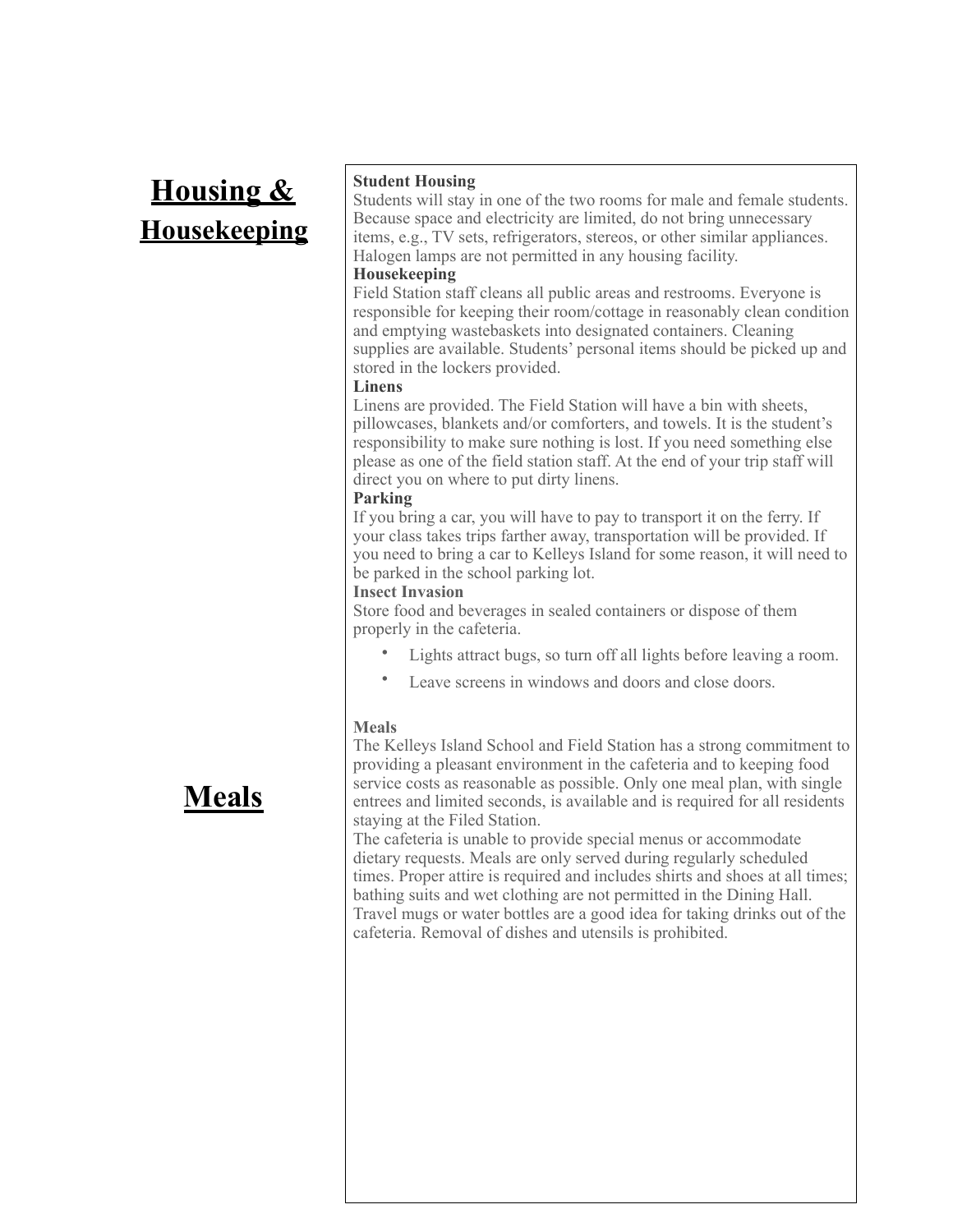# Housing & Housekeeping

**Student Housing**

Students will stay in one of the two rooms for male and female students. Because space and electricity are limited, do not bring unnecessary items, e.g., TV sets, refrigerators, stereos, or other similar appliances. Halogen lamps are not permitted in any housing facility.

**Housekeeping**

Field Station staff cleans all public areas and restrooms. Everyone is responsible for keeping their room/cottage in reasonably clean condition and emptying wastebaskets into designated containers. Cleaning supplies are available. Students' personal items should be picked up and stored in the lockers provided.

**Linens**

Linens are provided. The Field Station will have a bin with sheets, pillowcases, blankets and/or comforters, and towels. It is the student's responsibility to make sure nothing is lost. If you need something else please as one of the field station staff. At the end of your trip staff will direct you on where to put dirty linens.

**Parking**

If you bring a car, you will have to pay to transport it on the ferry. If your class takes trips farther away, transportation will be provided. If you need to bring a car to Kelleys Island for some reason, it will need to be parked in the school parking lot.

**Insect Invasion**

Store food and beverages in sealed containers or dispose of them properly in the cafeteria.

- Lights attract bugs, so turn off all lights before leaving a room.
- Leave screens in windows and doors and close doors.

# Meals

**Meals**

The Kelleys Island School and Field Station has a strong commitment to providing a pleasant environment in the cafeteria and to keeping food service costs as reasonable as possible. Only one meal plan, with single entrees and limited seconds, is available and is required for all residents staying at the Filed Station.

The cafeteria is unable to provide special menus or accommodate dietary requests. Meals are only served during regularly scheduled times. Proper attire is required and includes shirts and shoes at all times; bathing suits and wet clothing are not permitted in the Dining Hall. Travel mugs or water bottles are a good idea for taking drinks out of the cafeteria. Removal of dishes and utensils is prohibited.